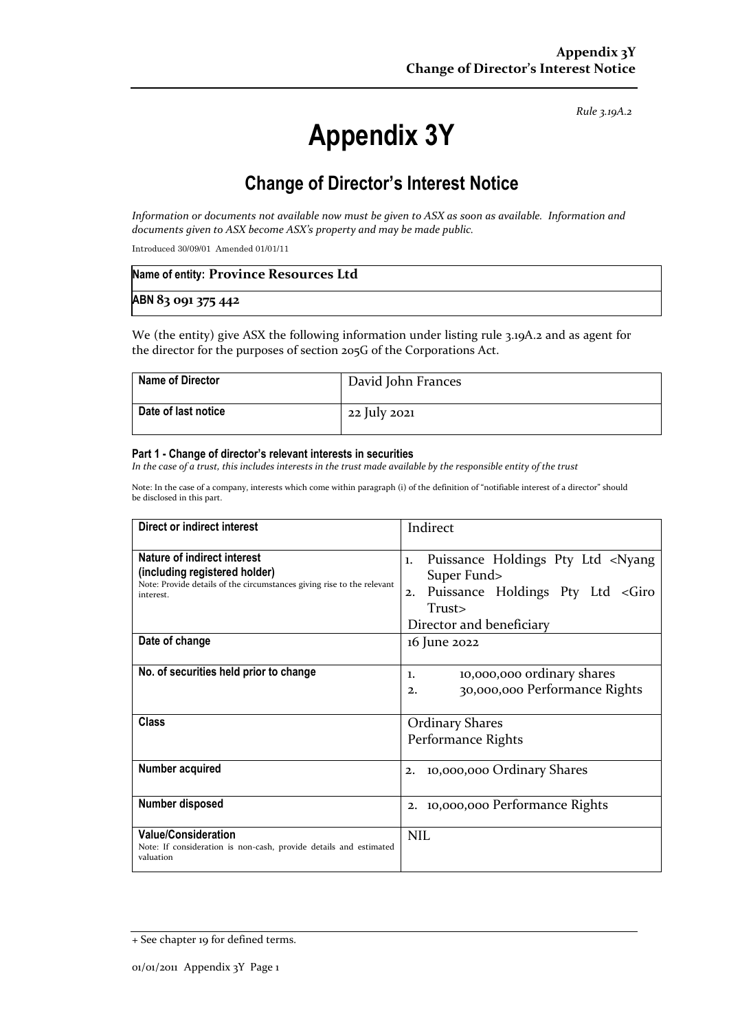*Rule 3.19A.2*

# Appendix 3Y

## Change of Director's Interest Notice

*Information or documents not available now must be given to ASX as soon as available. Information and documents given to ASX become ASX's property and may be made public.*

Introduced 30/09/01 Amended 01/01/11

| Name of entity: **Province Resources Ltd** |
|---|
| **ABN 83 091 375 442** |

We (the entity) give ASX the following information under listing rule 3.19A.2 and as agent for the director for the purposes of section 205G of the Corporations Act.

| **Name of Director** | David John Frances |
|---|---|
| **Date of last notice** | 22 July 2021 |

#### Part 1 - Change of director's relevant interests in securities

*In the case of a trust, this includes interests in the trust made available by the responsible entity of the trust*

Note: In the case of a company, interests which come within paragraph (i) of the definition of "notifiable interest of a director" should be disclosed in this part.

| **Direct or indirect interest** | Indirect |
|---|---|
| **Nature of indirect interest (including registered holder)**<br>Note: Provide details of the circumstances giving rise to the relevant interest. | 1. Puissance Holdings Pty Ltd <Nyang Super Fund><br>2. Puissance Holdings Pty Ltd <Giro Trust><br>Director and beneficiary |
| **Date of change** | 16 June 2022 |
| **No. of securities held prior to change** | 1. 10,000,000 ordinary shares<br>2. 30,000,000 Performance Rights |
| **Class** | Ordinary Shares<br>Performance Rights |
| **Number acquired** | 2. 10,000,000 Ordinary Shares |
| **Number disposed** | 2. 10,000,000 Performance Rights |
| **Value/Consideration**<br>Note: If consideration is non-cash, provide details and estimated valuation | NIL |

+ See chapter 19 for defined terms.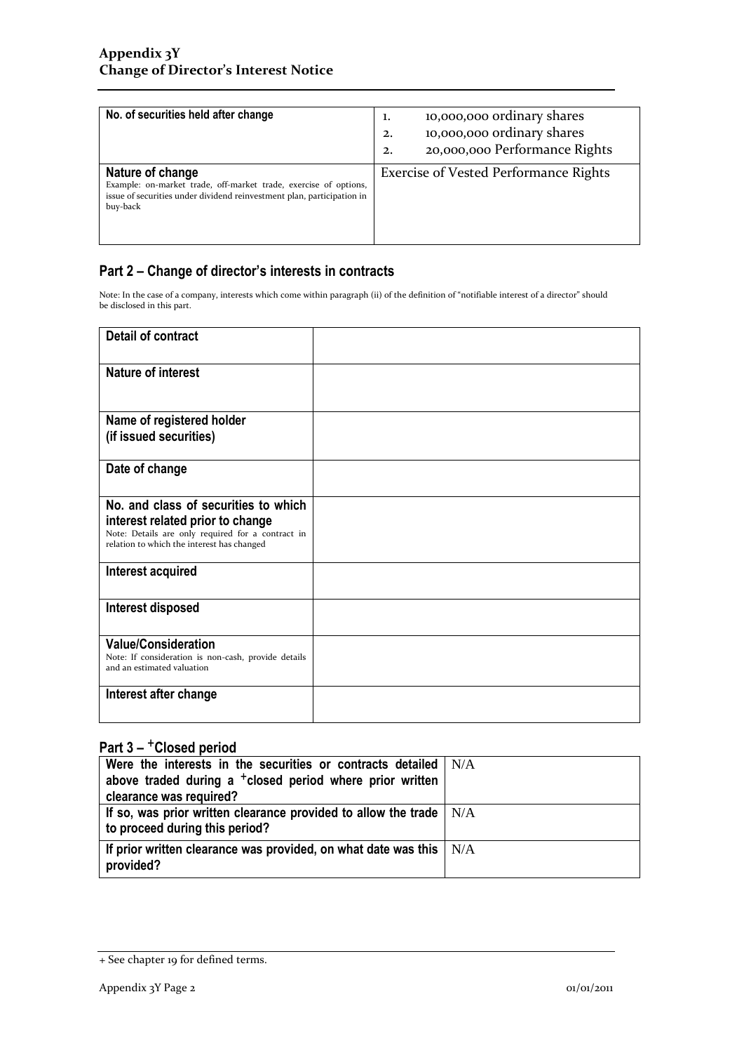| | |
|---|---|
| **No. of securities held after change** | 1. 10,000,000 ordinary shares<br>2. 10,000,000 ordinary shares<br>2. 20,000,000 Performance Rights |
| **Nature of change**<br>Example: on-market trade, off-market trade, exercise of options, issue of securities under dividend reinvestment plan, participation in buy-back | Exercise of Vested Performance Rights |

## Part 2 – Change of director's interests in contracts

Note: In the case of a company, interests which come within paragraph (ii) of the definition of "notifiable interest of a director" should be disclosed in this part.

| | |
|---|---|
| **Detail of contract** | |
| **Nature of interest** | |
| **Name of registered holder (if issued securities)** | |
| **Date of change** | |
| **No. and class of securities to which interest related prior to change**<br>Note: Details are only required for a contract in relation to which the interest has changed | |
| **Interest acquired** | |
| **Interest disposed** | |
| **Value/Consideration**<br>Note: If consideration is non-cash, provide details and an estimated valuation | |
| **Interest after change** | |

## Part 3 – +Closed period

| | |
|---|---|
| **Were the interests in the securities or contracts detailed above traded during a +closed period where prior written clearance was required?** | N/A |
| **If so, was prior written clearance provided to allow the trade to proceed during this period?** | N/A |
| **If prior written clearance was provided, on what date was this provided?** | N/A |

+ See chapter 19 for defined terms.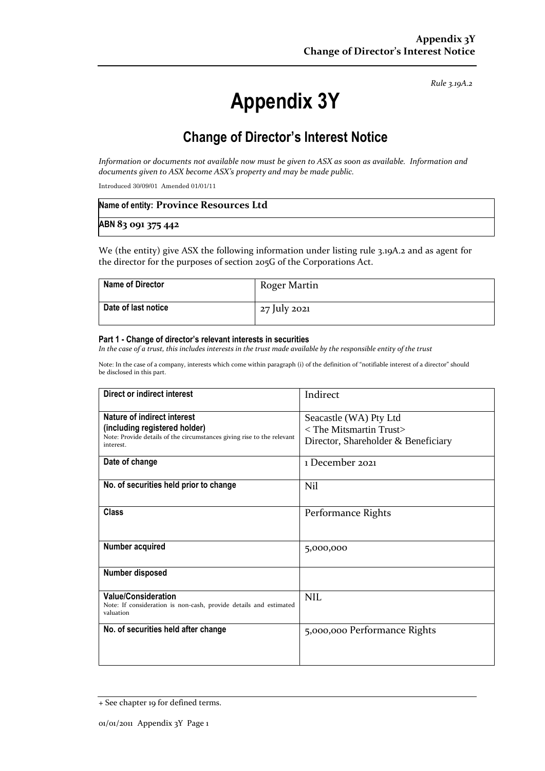*Rule 3.19A.2*

# Appendix 3Y

## Change of Director's Interest Notice

*Information or documents not available now must be given to ASX as soon as available. Information and documents given to ASX become ASX's property and may be made public.*

Introduced 30/09/01 Amended 01/01/11

| Name of entity: **Province Resources Ltd** |
|---|
| **ABN 83 091 375 442** |

We (the entity) give ASX the following information under listing rule 3.19A.2 and as agent for the director for the purposes of section 205G of the Corporations Act.

| **Name of Director** | Roger Martin |
|---|---|
| **Date of last notice** | 27 July 2021 |

**Part 1 - Change of director's relevant interests in securities**

*In the case of a trust, this includes interests in the trust made available by the responsible entity of the trust*

Note: In the case of a company, interests which come within paragraph (i) of the definition of "notifiable interest of a director" should be disclosed in this part.

| **Direct or indirect interest** | Indirect |
|---|---|
| **Nature of indirect interest (including registered holder)** Note: Provide details of the circumstances giving rise to the relevant interest. | Seacastle (WA) Pty Ltd < The Mitsmartin Trust> Director, Shareholder & Beneficiary |
| **Date of change** | 1 December 2021 |
| **No. of securities held prior to change** | Nil |
| **Class** | Performance Rights |
| **Number acquired** | 5,000,000 |
| **Number disposed** | |
| **Value/Consideration** Note: If consideration is non-cash, provide details and estimated valuation | NIL |
| **No. of securities held after change** | 5,000,000 Performance Rights |

+ See chapter 19 for defined terms.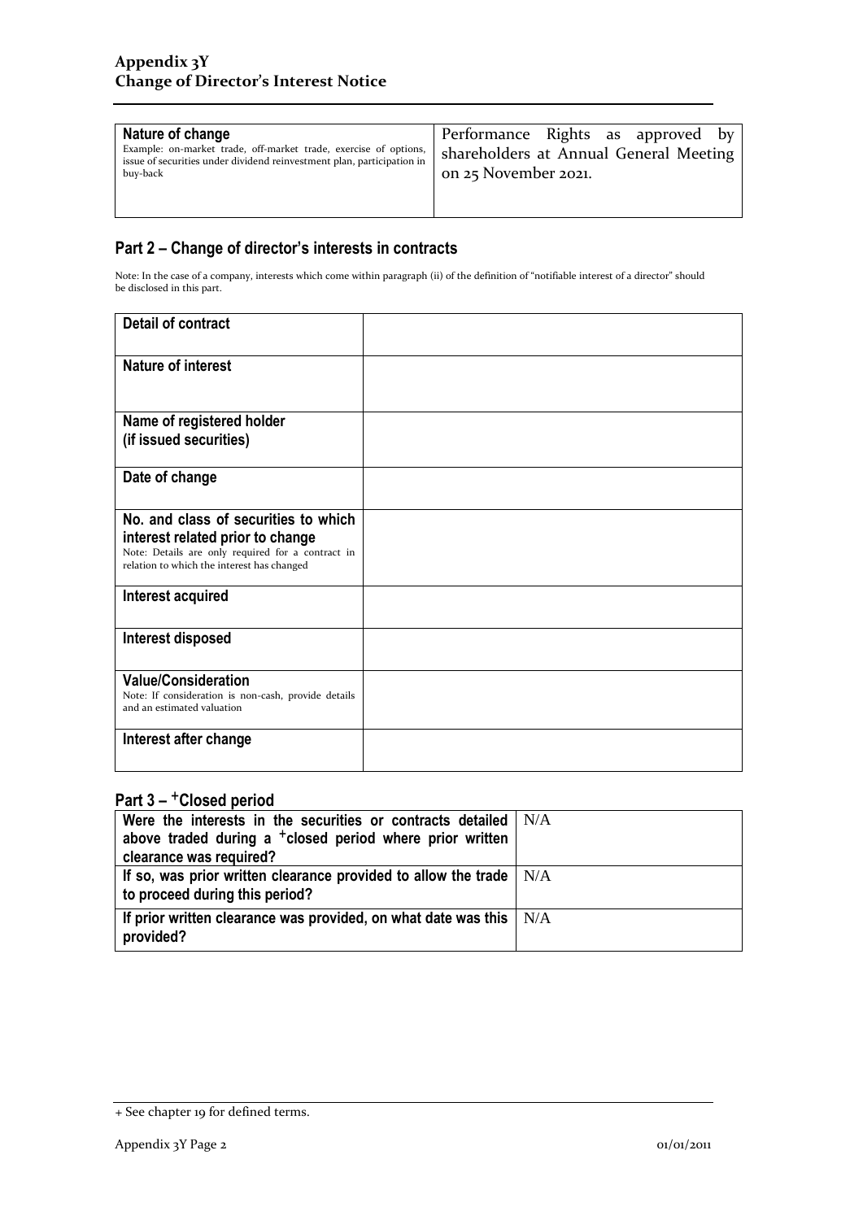| | |
|---|---|
| **Nature of change**<br>Example: on-market trade, off-market trade, exercise of options, issue of securities under dividend reinvestment plan, participation in buy-back | Performance Rights as approved by shareholders at Annual General Meeting on 25 November 2021. |

## Part 2 – Change of director's interests in contracts

Note: In the case of a company, interests which come within paragraph (ii) of the definition of "notifiable interest of a director" should be disclosed in this part.

| | |
|---|---|
| **Detail of contract** | |
| **Nature of interest** | |
| **Name of registered holder (if issued securities)** | |
| **Date of change** | |
| **No. and class of securities to which interest related prior to change**<br>Note: Details are only required for a contract in relation to which the interest has changed | |
| **Interest acquired** | |
| **Interest disposed** | |
| **Value/Consideration**<br>Note: If consideration is non-cash, provide details and an estimated valuation | |
| **Interest after change** | |

## Part 3 – +Closed period

| | |
|---|---|
| **Were the interests in the securities or contracts detailed above traded during a +closed period where prior written clearance was required?** | N/A |
| **If so, was prior written clearance provided to allow the trade to proceed during this period?** | N/A |
| **If prior written clearance was provided, on what date was this provided?** | N/A |

+ See chapter 19 for defined terms.